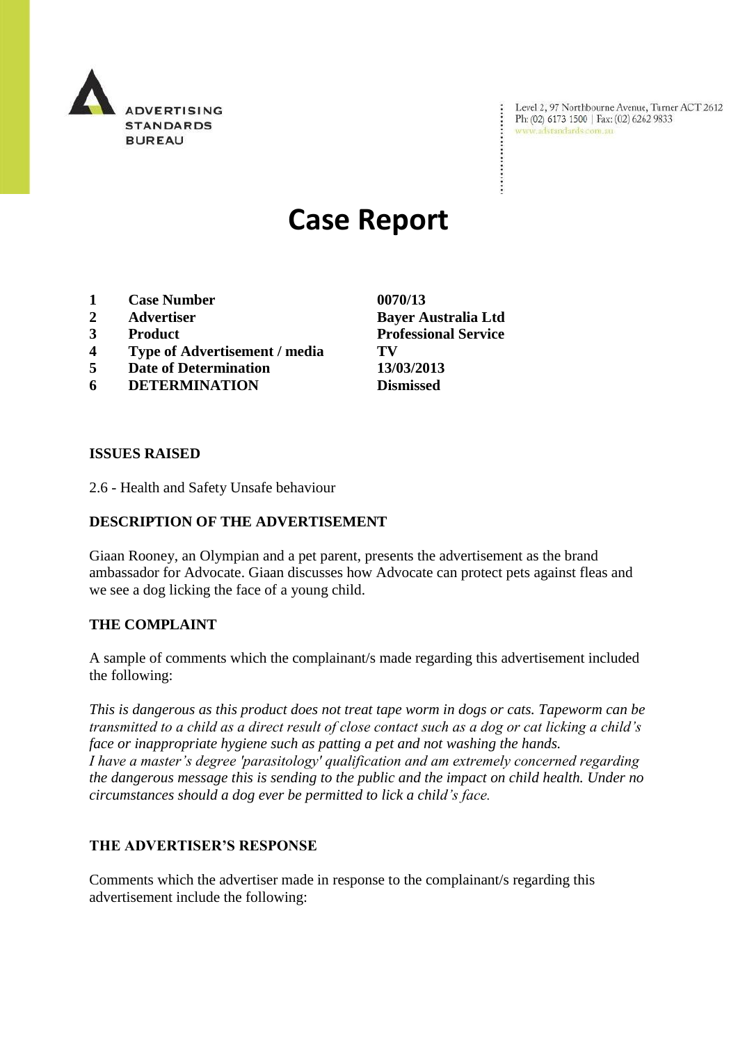ADVERTISING STANDARDS BUREAU

Level 2, 97 Northbourne Avenue, Turner ACT 2612
Ph: (02) 6173 1500 | Fax: (02) 6262 9833
www.adstandards.com.au

# Case Report

| | | |
|---|---|---|
| **1** | **Case Number** | **0070/13** |
| **2** | **Advertiser** | **Bayer Australia Ltd** |
| **3** | **Product** | **Professional Service** |
| **4** | **Type of Advertisement / media** | **TV** |
| **5** | **Date of Determination** | **13/03/2013** |
| **6** | **DETERMINATION** | **Dismissed** |

## ISSUES RAISED

2.6 - Health and Safety Unsafe behaviour

## DESCRIPTION OF THE ADVERTISEMENT

Giaan Rooney, an Olympian and a pet parent, presents the advertisement as the brand ambassador for Advocate. Giaan discusses how Advocate can protect pets against fleas and we see a dog licking the face of a young child.

## THE COMPLAINT

A sample of comments which the complainant/s made regarding this advertisement included the following:

*This is dangerous as this product does not treat tape worm in dogs or cats. Tapeworm can be transmitted to a child as a direct result of close contact such as a dog or cat licking a child's face or inappropriate hygiene such as patting a pet and not washing the hands.*
*I have a master's degree 'parasitology' qualification and am extremely concerned regarding the dangerous message this is sending to the public and the impact on child health. Under no circumstances should a dog ever be permitted to lick a child's face.*

## THE ADVERTISER'S RESPONSE

Comments which the advertiser made in response to the complainant/s regarding this advertisement include the following: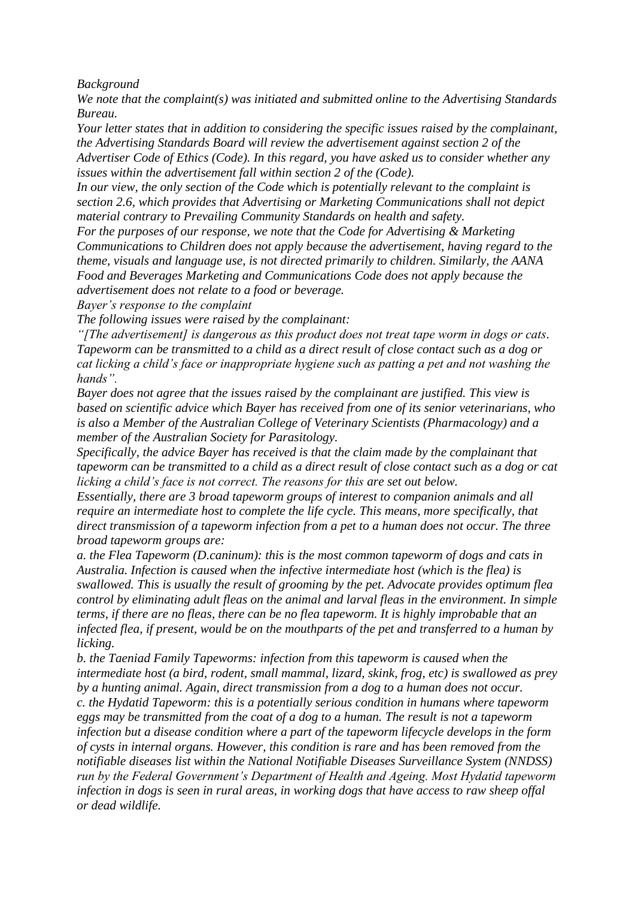*Background*

*We note that the complaint(s) was initiated and submitted online to the Advertising Standards Bureau.*

*Your letter states that in addition to considering the specific issues raised by the complainant, the Advertising Standards Board will review the advertisement against section 2 of the Advertiser Code of Ethics (Code). In this regard, you have asked us to consider whether any issues within the advertisement fall within section 2 of the (Code).*

*In our view, the only section of the Code which is potentially relevant to the complaint is section 2.6, which provides that Advertising or Marketing Communications shall not depict material contrary to Prevailing Community Standards on health and safety.*

*For the purposes of our response, we note that the Code for Advertising & Marketing Communications to Children does not apply because the advertisement, having regard to the theme, visuals and language use, is not directed primarily to children. Similarly, the AANA Food and Beverages Marketing and Communications Code does not apply because the advertisement does not relate to a food or beverage.*

*Bayer's response to the complaint*

*The following issues were raised by the complainant:*

*"[The advertisement] is dangerous as this product does not treat tape worm in dogs or cats. Tapeworm can be transmitted to a child as a direct result of close contact such as a dog or cat licking a child's face or inappropriate hygiene such as patting a pet and not washing the hands".*

*Bayer does not agree that the issues raised by the complainant are justified. This view is based on scientific advice which Bayer has received from one of its senior veterinarians, who is also a Member of the Australian College of Veterinary Scientists (Pharmacology) and a member of the Australian Society for Parasitology.*

*Specifically, the advice Bayer has received is that the claim made by the complainant that tapeworm can be transmitted to a child as a direct result of close contact such as a dog or cat licking a child's face is not correct. The reasons for this are set out below.*

*Essentially, there are 3 broad tapeworm groups of interest to companion animals and all require an intermediate host to complete the life cycle. This means, more specifically, that direct transmission of a tapeworm infection from a pet to a human does not occur. The three broad tapeworm groups are:*

*a. the Flea Tapeworm (D.caninum): this is the most common tapeworm of dogs and cats in Australia. Infection is caused when the infective intermediate host (which is the flea) is swallowed. This is usually the result of grooming by the pet. Advocate provides optimum flea control by eliminating adult fleas on the animal and larval fleas in the environment. In simple terms, if there are no fleas, there can be no flea tapeworm. It is highly improbable that an infected flea, if present, would be on the mouthparts of the pet and transferred to a human by licking.*

*b. the Taeniad Family Tapeworms: infection from this tapeworm is caused when the intermediate host (a bird, rodent, small mammal, lizard, skink, frog, etc) is swallowed as prey by a hunting animal. Again, direct transmission from a dog to a human does not occur.*

*c. the Hydatid Tapeworm: this is a potentially serious condition in humans where tapeworm eggs may be transmitted from the coat of a dog to a human. The result is not a tapeworm infection but a disease condition where a part of the tapeworm lifecycle develops in the form of cysts in internal organs. However, this condition is rare and has been removed from the notifiable diseases list within the National Notifiable Diseases Surveillance System (NNDSS) run by the Federal Government's Department of Health and Ageing. Most Hydatid tapeworm infection in dogs is seen in rural areas, in working dogs that have access to raw sheep offal or dead wildlife.*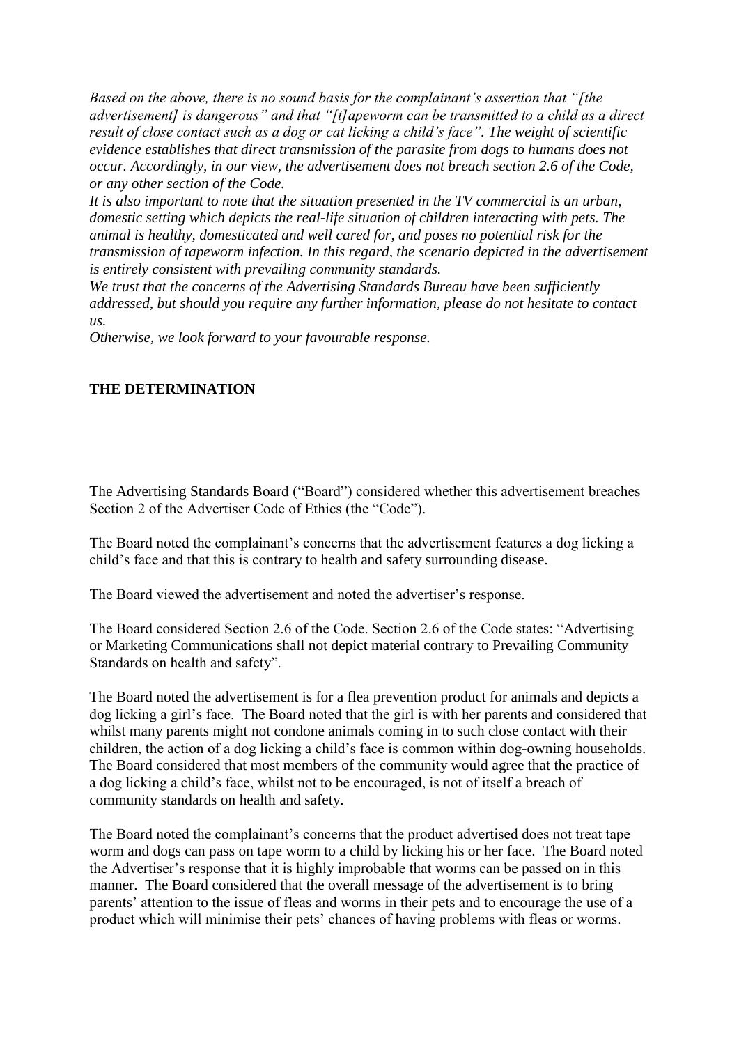*Based on the above, there is no sound basis for the complainant's assertion that "[the advertisement] is dangerous" and that "[t]apeworm can be transmitted to a child as a direct result of close contact such as a dog or cat licking a child's face". The weight of scientific evidence establishes that direct transmission of the parasite from dogs to humans does not occur. Accordingly, in our view, the advertisement does not breach section 2.6 of the Code, or any other section of the Code.*

*It is also important to note that the situation presented in the TV commercial is an urban, domestic setting which depicts the real-life situation of children interacting with pets. The animal is healthy, domesticated and well cared for, and poses no potential risk for the transmission of tapeworm infection. In this regard, the scenario depicted in the advertisement is entirely consistent with prevailing community standards.*

*We trust that the concerns of the Advertising Standards Bureau have been sufficiently addressed, but should you require any further information, please do not hesitate to contact us.*

*Otherwise, we look forward to your favourable response.*

**THE DETERMINATION**

The Advertising Standards Board ("Board") considered whether this advertisement breaches Section 2 of the Advertiser Code of Ethics (the "Code").

The Board noted the complainant's concerns that the advertisement features a dog licking a child's face and that this is contrary to health and safety surrounding disease.

The Board viewed the advertisement and noted the advertiser's response.

The Board considered Section 2.6 of the Code. Section 2.6 of the Code states: "Advertising or Marketing Communications shall not depict material contrary to Prevailing Community Standards on health and safety".

The Board noted the advertisement is for a flea prevention product for animals and depicts a dog licking a girl's face. The Board noted that the girl is with her parents and considered that whilst many parents might not condone animals coming in to such close contact with their children, the action of a dog licking a child's face is common within dog-owning households. The Board considered that most members of the community would agree that the practice of a dog licking a child's face, whilst not to be encouraged, is not of itself a breach of community standards on health and safety.

The Board noted the complainant's concerns that the product advertised does not treat tape worm and dogs can pass on tape worm to a child by licking his or her face. The Board noted the Advertiser's response that it is highly improbable that worms can be passed on in this manner. The Board considered that the overall message of the advertisement is to bring parents' attention to the issue of fleas and worms in their pets and to encourage the use of a product which will minimise their pets' chances of having problems with fleas or worms.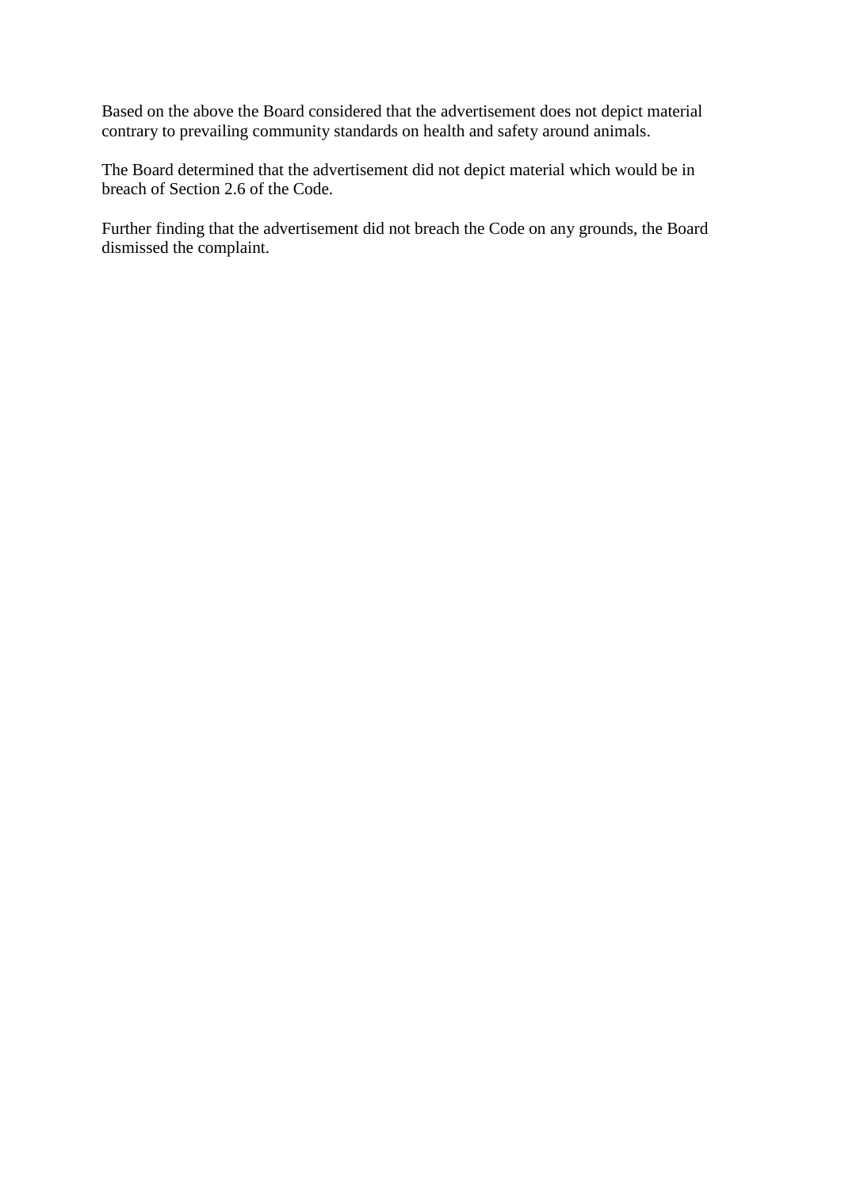Based on the above the Board considered that the advertisement does not depict material contrary to prevailing community standards on health and safety around animals.

The Board determined that the advertisement did not depict material which would be in breach of Section 2.6 of the Code.

Further finding that the advertisement did not breach the Code on any grounds, the Board dismissed the complaint.